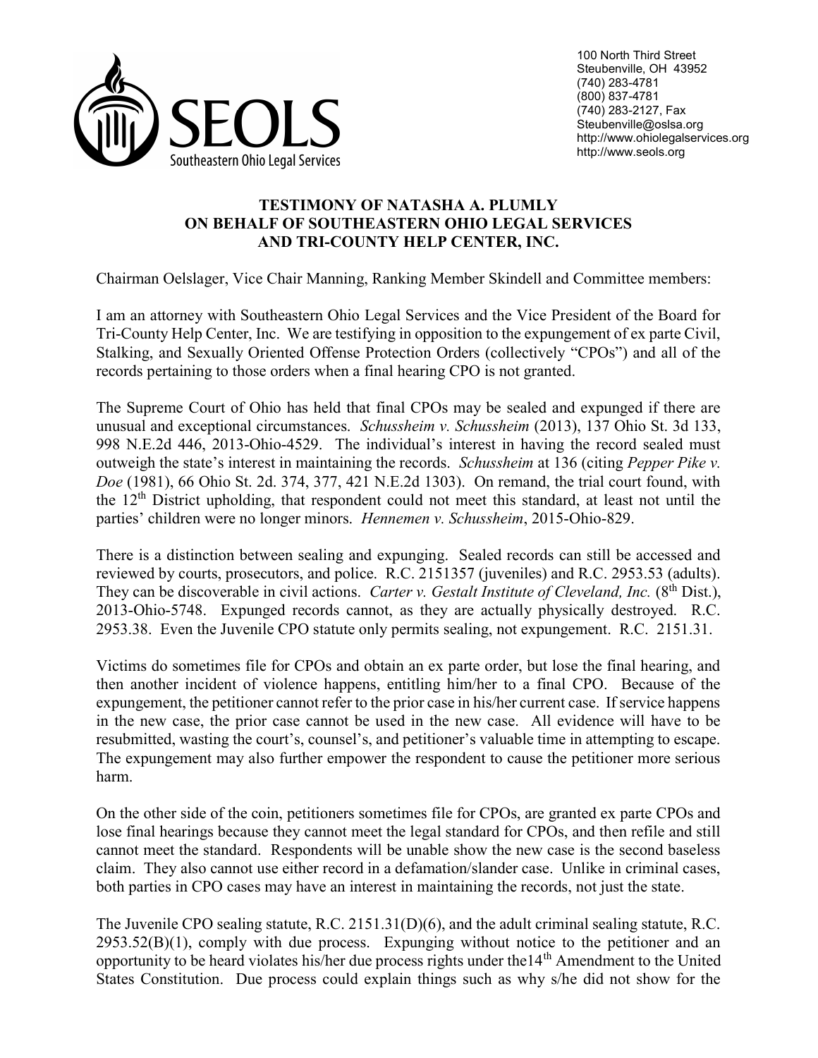SEOLS
Southeastern Ohio Legal Services

100 North Third Street
Steubenville, OH 43952
(740) 283-4781
(800) 837-4781
(740) 283-2127, Fax
Steubenville@oslsa.org
http://www.ohiolegalservices.org
http://www.seols.org

# TESTIMONY OF NATASHA A. PLUMLY ON BEHALF OF SOUTHEASTERN OHIO LEGAL SERVICES AND TRI-COUNTY HELP CENTER, INC.

Chairman Oelslager, Vice Chair Manning, Ranking Member Skindell and Committee members:

I am an attorney with Southeastern Ohio Legal Services and the Vice President of the Board for Tri-County Help Center, Inc. We are testifying in opposition to the expungement of ex parte Civil, Stalking, and Sexually Oriented Offense Protection Orders (collectively "CPOs") and all of the records pertaining to those orders when a final hearing CPO is not granted.

The Supreme Court of Ohio has held that final CPOs may be sealed and expunged if there are unusual and exceptional circumstances. *Schussheim v. Schussheim* (2013), 137 Ohio St. 3d 133, 998 N.E.2d 446, 2013-Ohio-4529. The individual's interest in having the record sealed must outweigh the state's interest in maintaining the records. *Schussheim* at 136 (citing *Pepper Pike v. Doe* (1981), 66 Ohio St. 2d. 374, 377, 421 N.E.2d 1303). On remand, the trial court found, with the 12th District upholding, that respondent could not meet this standard, at least not until the parties' children were no longer minors. *Hennemen v. Schussheim*, 2015-Ohio-829.

There is a distinction between sealing and expunging. Sealed records can still be accessed and reviewed by courts, prosecutors, and police. R.C. 2151357 (juveniles) and R.C. 2953.53 (adults). They can be discoverable in civil actions. *Carter v. Gestalt Institute of Cleveland, Inc.* (8th Dist.), 2013-Ohio-5748. Expunged records cannot, as they are actually physically destroyed. R.C. 2953.38. Even the Juvenile CPO statute only permits sealing, not expungement. R.C. 2151.31.

Victims do sometimes file for CPOs and obtain an ex parte order, but lose the final hearing, and then another incident of violence happens, entitling him/her to a final CPO. Because of the expungement, the petitioner cannot refer to the prior case in his/her current case. If service happens in the new case, the prior case cannot be used in the new case. All evidence will have to be resubmitted, wasting the court's, counsel's, and petitioner's valuable time in attempting to escape. The expungement may also further empower the respondent to cause the petitioner more serious harm.

On the other side of the coin, petitioners sometimes file for CPOs, are granted ex parte CPOs and lose final hearings because they cannot meet the legal standard for CPOs, and then refile and still cannot meet the standard. Respondents will be unable show the new case is the second baseless claim. They also cannot use either record in a defamation/slander case. Unlike in criminal cases, both parties in CPO cases may have an interest in maintaining the records, not just the state.

The Juvenile CPO sealing statute, R.C. 2151.31(D)(6), and the adult criminal sealing statute, R.C. 2953.52(B)(1), comply with due process. Expunging without notice to the petitioner and an opportunity to be heard violates his/her due process rights under the14th Amendment to the United States Constitution. Due process could explain things such as why s/he did not show for the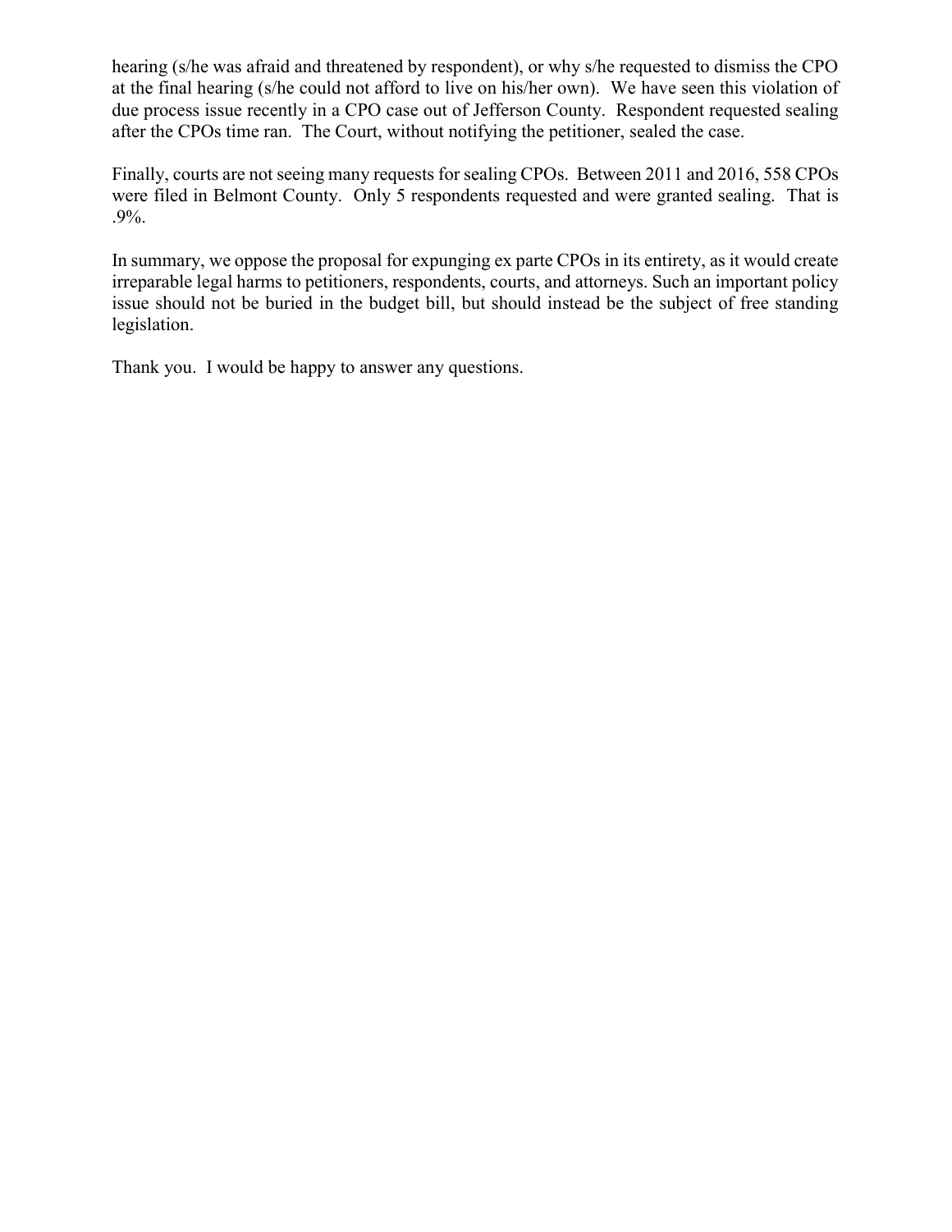hearing (s/he was afraid and threatened by respondent), or why s/he requested to dismiss the CPO at the final hearing (s/he could not afford to live on his/her own). We have seen this violation of due process issue recently in a CPO case out of Jefferson County. Respondent requested sealing after the CPOs time ran. The Court, without notifying the petitioner, sealed the case.

Finally, courts are not seeing many requests for sealing CPOs. Between 2011 and 2016, 558 CPOs were filed in Belmont County. Only 5 respondents requested and were granted sealing. That is .9%.

In summary, we oppose the proposal for expunging ex parte CPOs in its entirety, as it would create irreparable legal harms to petitioners, respondents, courts, and attorneys. Such an important policy issue should not be buried in the budget bill, but should instead be the subject of free standing legislation.

Thank you. I would be happy to answer any questions.